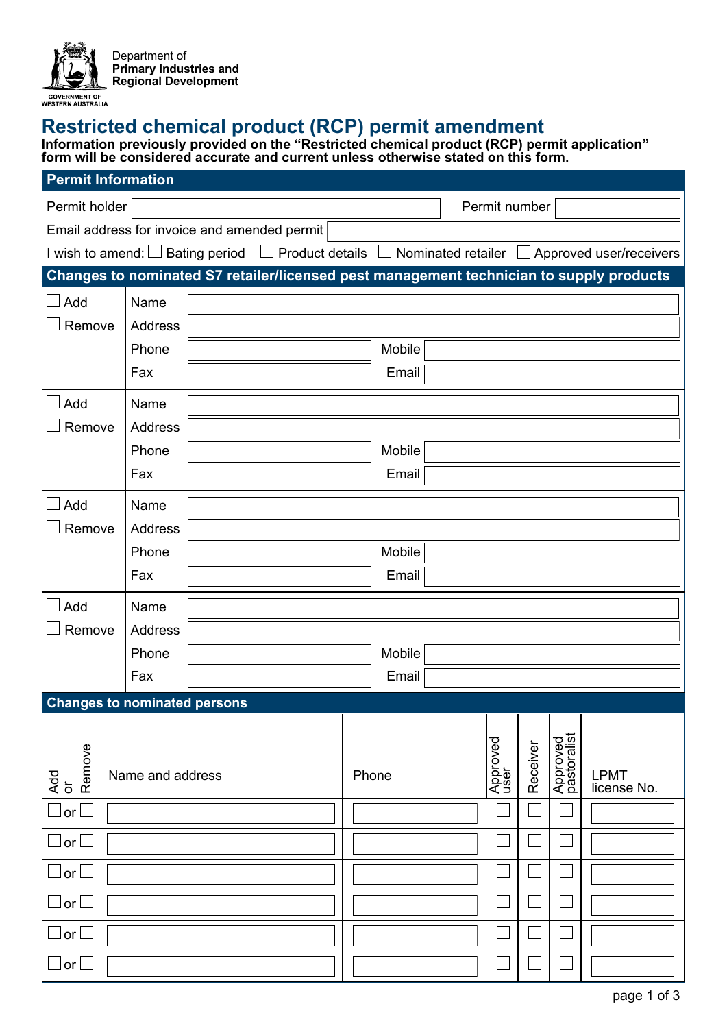Department of
**Primary Industries and Regional Development**

GOVERNMENT OF WESTERN AUSTRALIA

# Restricted chemical product (RCP) permit amendment

**Information previously provided on the "Restricted chemical product (RCP) permit application" form will be considered accurate and current unless otherwise stated on this form.**

## Permit Information

Permit holder ______________________ Permit number ______________

Email address for invoice and amended permit ______________________

I wish to amend: ☐ Bating period ☐ Product details ☐ Nominated retailer ☐ Approved user/receivers

## Changes to nominated S7 retailer/licensed pest management technician to supply products

| | | | | |
|---|---|---|---|---|
| ☐ Add<br>☐ Remove | Name | | | |
| | Address | | | |
| | Phone | | Mobile | |
| | Fax | | Email | |

| | | | | |
|---|---|---|---|---|
| ☐ Add<br>☐ Remove | Name | | | |
| | Address | | | |
| | Phone | | Mobile | |
| | Fax | | Email | |

| | | | | |
|---|---|---|---|---|
| ☐ Add<br>☐ Remove | Name | | | |
| | Address | | | |
| | Phone | | Mobile | |
| | Fax | | Email | |

| | | | | |
|---|---|---|---|---|
| ☐ Add<br>☐ Remove | Name | | | |
| | Address | | | |
| | Phone | | Mobile | |
| | Fax | | Email | |

## Changes to nominated persons

| Add or Remove | Name and address | Phone | Approved user | Receiver | Approved pastoralist | LPMT license No. |
|---|---|---|---|---|---|---|
| ☐ or ☐ | | | ☐ | ☐ | ☐ | |
| ☐ or ☐ | | | ☐ | ☐ | ☐ | |
| ☐ or ☐ | | | ☐ | ☐ | ☐ | |
| ☐ or ☐ | | | ☐ | ☐ | ☐ | |
| ☐ or ☐ | | | ☐ | ☐ | ☐ | |
| ☐ or ☐ | | | ☐ | ☐ | ☐ | |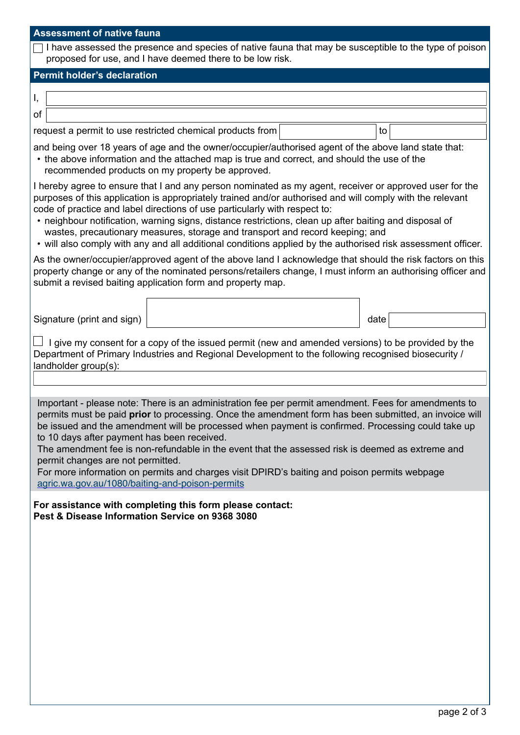## Assessment of native fauna

☐ I have assessed the presence and species of native fauna that may be susceptible to the type of poison proposed for use, and I have deemed there to be low risk.

## Permit holder's declaration

I, \_\_\_\_\_\_\_\_\_\_\_\_\_\_\_\_\_\_\_\_\_\_\_\_\_\_\_\_\_\_\_\_\_\_\_\_\_\_\_\_

of \_\_\_\_\_\_\_\_\_\_\_\_\_\_\_\_\_\_\_\_\_\_\_\_\_\_\_\_\_\_\_\_\_\_\_\_\_\_\_\_

request a permit to use restricted chemical products from \_\_\_\_\_\_\_\_\_\_\_\_ to \_\_\_\_\_\_\_\_\_\_\_\_

and being over 18 years of age and the owner/occupier/authorised agent of the above land state that:

- the above information and the attached map is true and correct, and should the use of the recommended products on my property be approved.

I hereby agree to ensure that I and any person nominated as my agent, receiver or approved user for the purposes of this application is appropriately trained and/or authorised and will comply with the relevant code of practice and label directions of use particularly with respect to:

- neighbour notification, warning signs, distance restrictions, clean up after baiting and disposal of wastes, precautionary measures, storage and transport and record keeping; and
- will also comply with any and all additional conditions applied by the authorised risk assessment officer.

As the owner/occupier/approved agent of the above land I acknowledge that should the risk factors on this property change or any of the nominated persons/retailers change, I must inform an authorising officer and submit a revised baiting application form and property map.

Signature (print and sign) \_\_\_\_\_\_\_\_\_\_\_\_\_\_\_\_\_\_\_\_ date \_\_\_\_\_\_\_\_\_\_\_\_

☐ I give my consent for a copy of the issued permit (new and amended versions) to be provided by the Department of Primary Industries and Regional Development to the following recognised biosecurity / landholder group(s):

\_\_\_\_\_\_\_\_\_\_\_\_\_\_\_\_\_\_\_\_\_\_\_\_\_\_\_\_\_\_\_\_\_\_\_\_\_\_\_\_

Important - please note: There is an administration fee per permit amendment. Fees for amendments to permits must be paid **prior** to processing. Once the amendment form has been submitted, an invoice will be issued and the amendment will be processed when payment is confirmed. Processing could take up to 10 days after payment has been received.
The amendment fee is non-refundable in the event that the assessed risk is deemed as extreme and permit changes are not permitted.
For more information on permits and charges visit DPIRD's baiting and poison permits webpage agric.wa.gov.au/1080/baiting-and-poison-permits

**For assistance with completing this form please contact:**
**Pest & Disease Information Service on 9368 3080**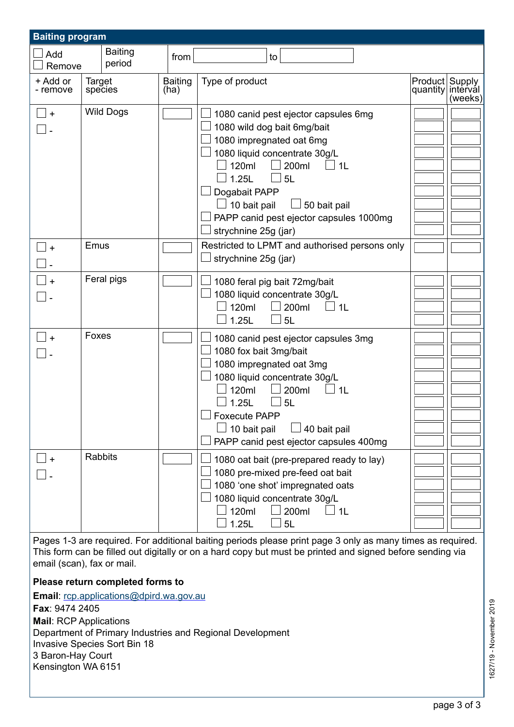## Baiting program

| ☐ Add ☐ Remove | Baiting period | from ______ to ______ | | | |
|---|---|---|---|---|---|
| **+ Add or - remove** | **Target species** | **Baiting (ha)** | **Type of product** | **Product quantity** | **Supply interval (weeks)** |
| ☐ + ☐ - | Wild Dogs | | ☐ 1080 canid pest ejector capsules 6mg<br>☐ 1080 wild dog bait 6mg/bait<br>☐ 1080 impregnated oat 6mg<br>☐ 1080 liquid concentrate 30g/L<br>☐ 120ml ☐ 200ml ☐ 1L<br>☐ 1.25L ☐ 5L<br>☐ Dogabait PAPP<br>☐ 10 bait pail ☐ 50 bait pail<br>☐ PAPP canid pest ejector capsules 1000mg<br>☐ strychnine 25g (jar) | | |
| ☐ + ☐ - | Emus | | Restricted to LPMT and authorised persons only<br>☐ strychnine 25g (jar) | | |
| ☐ + ☐ - | Feral pigs | | ☐ 1080 feral pig bait 72mg/bait<br>☐ 1080 liquid concentrate 30g/L<br>☐ 120ml ☐ 200ml ☐ 1L<br>☐ 1.25L ☐ 5L | | |
| ☐ + ☐ - | Foxes | | ☐ 1080 canid pest ejector capsules 3mg<br>☐ 1080 fox bait 3mg/bait<br>☐ 1080 impregnated oat 3mg<br>☐ 1080 liquid concentrate 30g/L<br>☐ 120ml ☐ 200ml ☐ 1L<br>☐ 1.25L ☐ 5L<br>☐ Foxecute PAPP<br>☐ 10 bait pail ☐ 40 bait pail<br>☐ PAPP canid pest ejector capsules 400mg | | |
| ☐ + ☐ - | Rabbits | | ☐ 1080 oat bait (pre-prepared ready to lay)<br>☐ 1080 pre-mixed pre-feed oat bait<br>☐ 1080 'one shot' impregnated oats<br>☐ 1080 liquid concentrate 30g/L<br>☐ 120ml ☐ 200ml ☐ 1L<br>☐ 1.25L ☐ 5L | | |

Pages 1-3 are required. For additional baiting periods please print page 3 only as many times as required. This form can be filled out digitally or on a hard copy but must be printed and signed before sending via email (scan), fax or mail.

**Please return completed forms to**

**Email**: rcp.applications@dpird.wa.gov.au
**Fax**: 9474 2405
**Mail**: RCP Applications
Department of Primary Industries and Regional Development
Invasive Species Sort Bin 18
3 Baron-Hay Court
Kensington WA 6151

1627/19 - November 2019